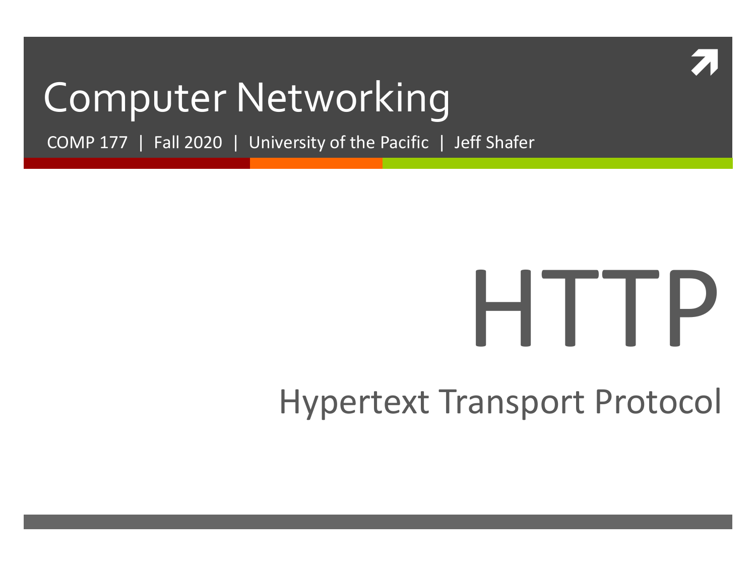# Computer Networking

COMP 177 | Fall 2020 | University of the Pacific | Jeff Shafer

# HTTP

## Hypertext Transport Protocol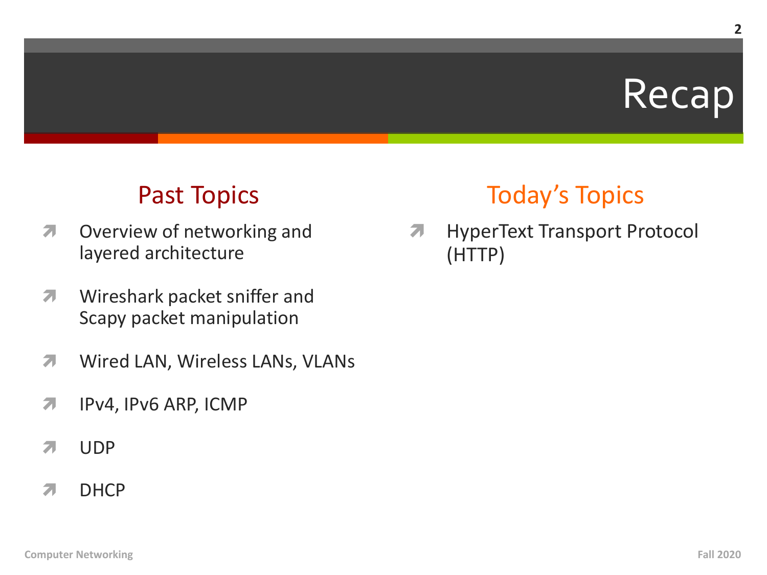# Recap

## Past Topics

- Overview of networking and layered architecture
- Wireshark packet sniffer and Scapy packet manipulation
- Wired LAN, Wireless LANs, VLANs
- IPv4, IPv6 ARP, ICMP
- UDP
- DHCP

## Today's Topics

- HyperText Transport Protocol (HTTP)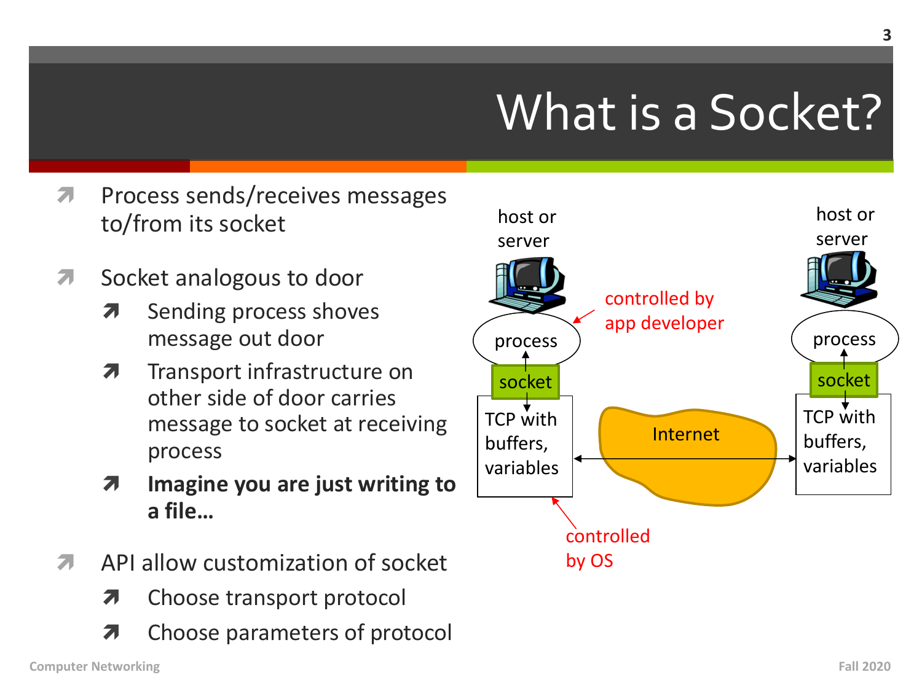# What is a Socket?

- Process sends/receives messages to/from its socket
- Socket analogous to door
  - Sending process shoves message out door
  - Transport infrastructure on other side of door carries message to socket at receiving process
  - **Imagine you are just writing to a file…**
- API allow customization of socket
  - Choose transport protocol
  - Choose parameters of protocol

host or server

process

socket

TCP with buffers, variables

controlled by app developer

Internet

host or server

process

socket

TCP with buffers, variables

controlled by OS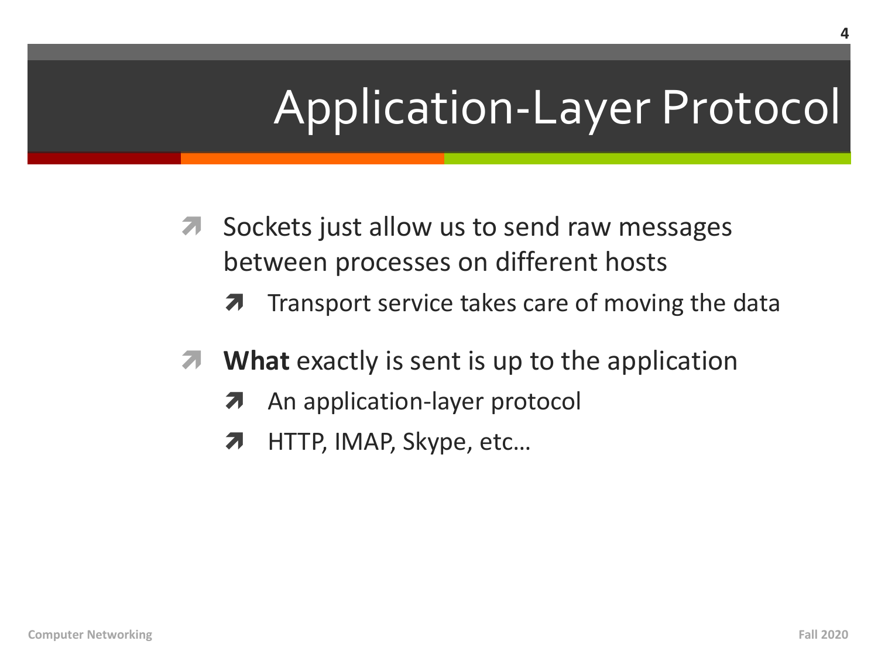# Application-Layer Protocol

- Sockets just allow us to send raw messages between processes on different hosts
  - Transport service takes care of moving the data
- **What** exactly is sent is up to the application
  - An application-layer protocol
  - HTTP, IMAP, Skype, etc…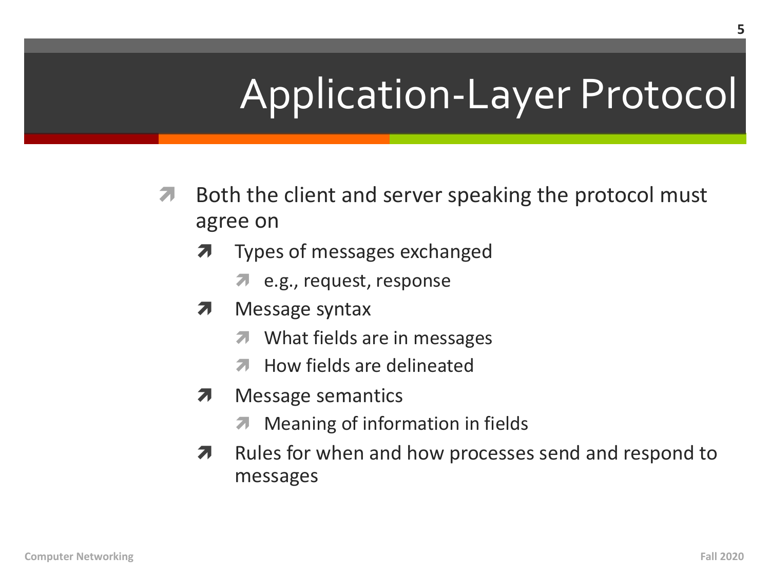# Application-Layer Protocol

- Both the client and server speaking the protocol must agree on
  - Types of messages exchanged
    - e.g., request, response
  - Message syntax
    - What fields are in messages
    - How fields are delineated
  - Message semantics
    - Meaning of information in fields
  - Rules for when and how processes send and respond to messages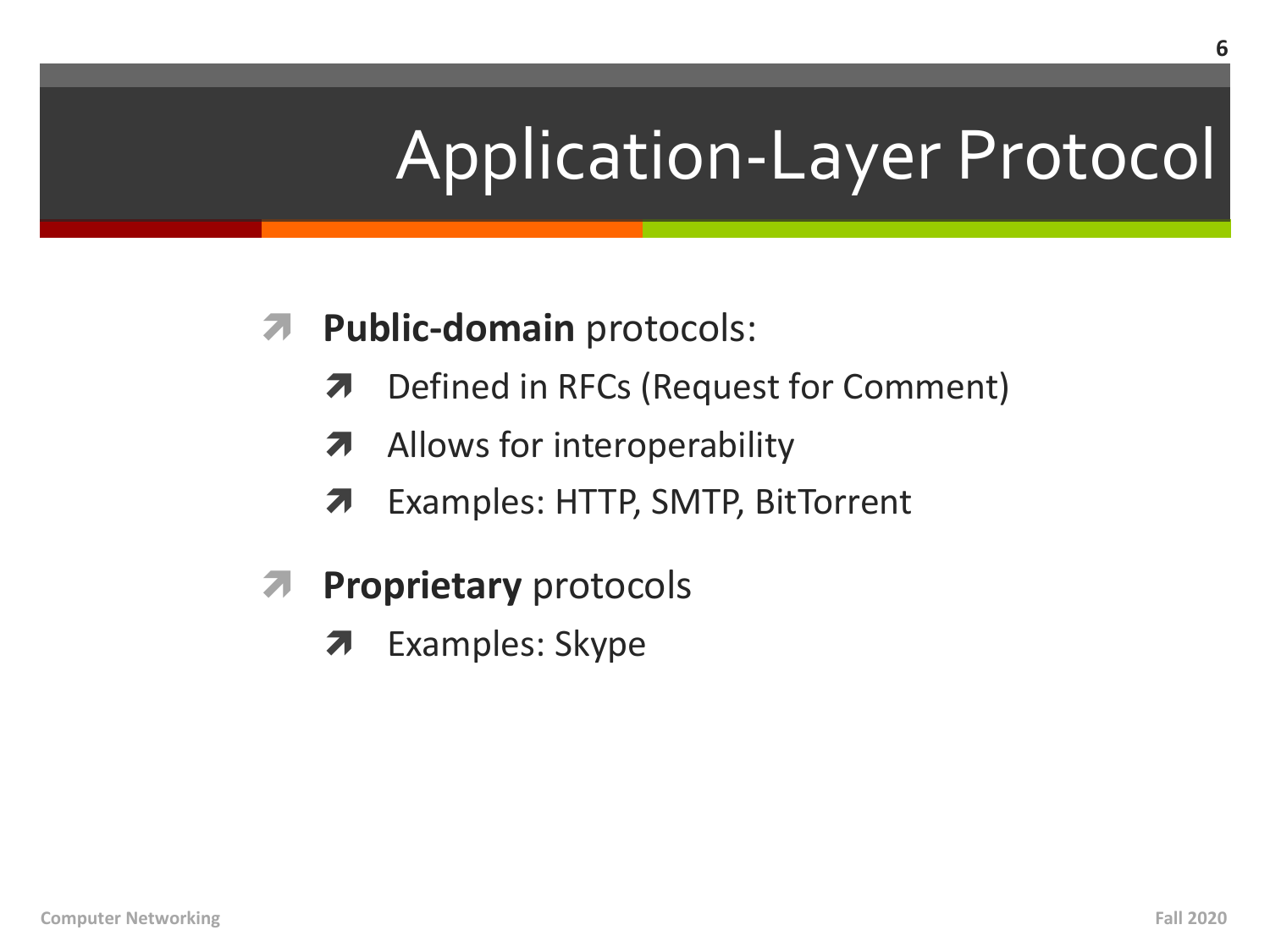# Application-Layer Protocol

- **Public-domain** protocols:
  - Defined in RFCs (Request for Comment)
  - Allows for interoperability
  - Examples: HTTP, SMTP, BitTorrent
- **Proprietary** protocols
  - Examples: Skype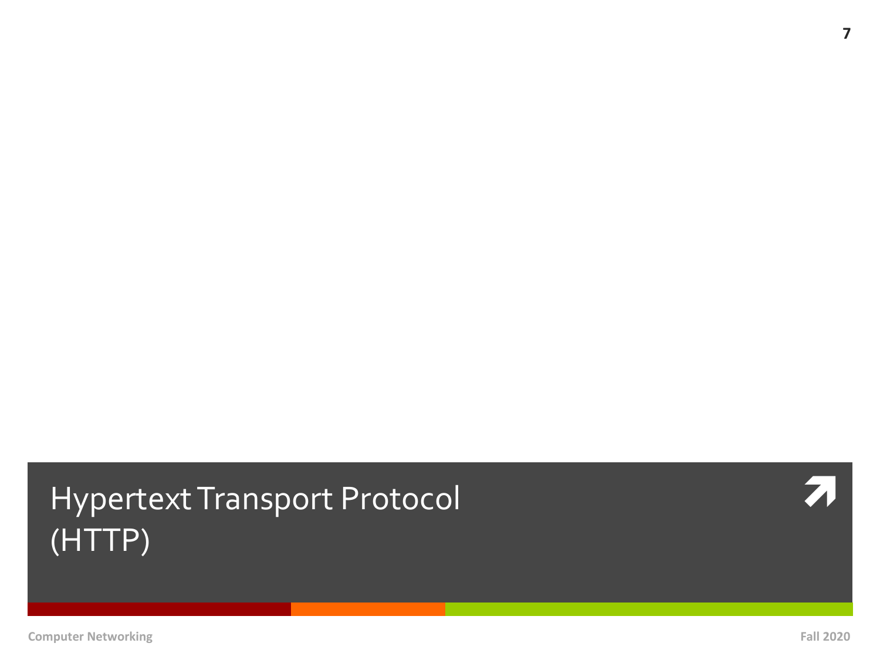# Hypertext Transport Protocol (HTTP)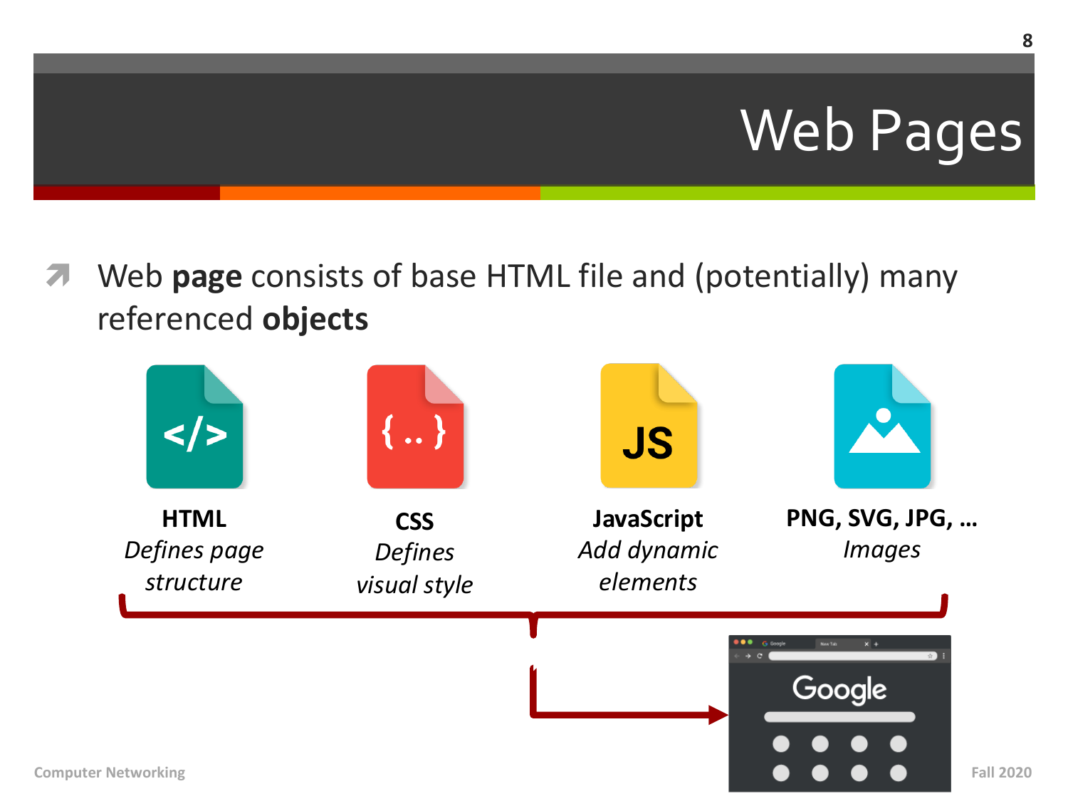# Web Pages

- Web **page** consists of base HTML file and (potentially) many referenced **objects**

**HTML**
*Defines page structure*

**CSS**
*Defines visual style*

**JavaScript**
*Add dynamic elements*

**PNG, SVG, JPG, …**
*Images*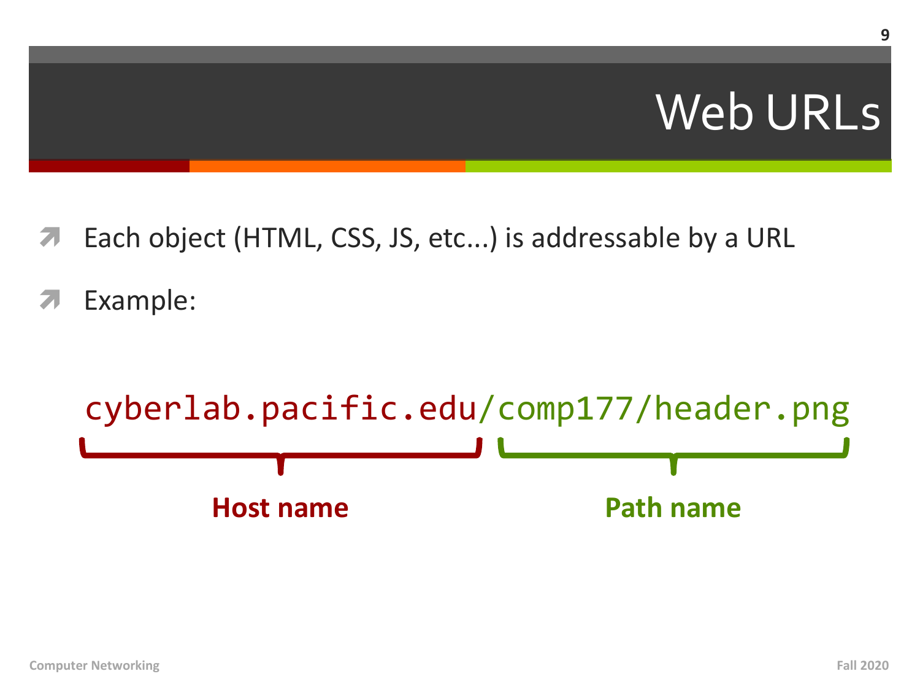# Web URLs

- Each object (HTML, CSS, JS, etc...) is addressable by a URL
- Example:

```
cyberlab.pacific.edu/comp177/header.png
```

- **Host name**: cyberlab.pacific.edu
- **Path name**: /comp177/header.png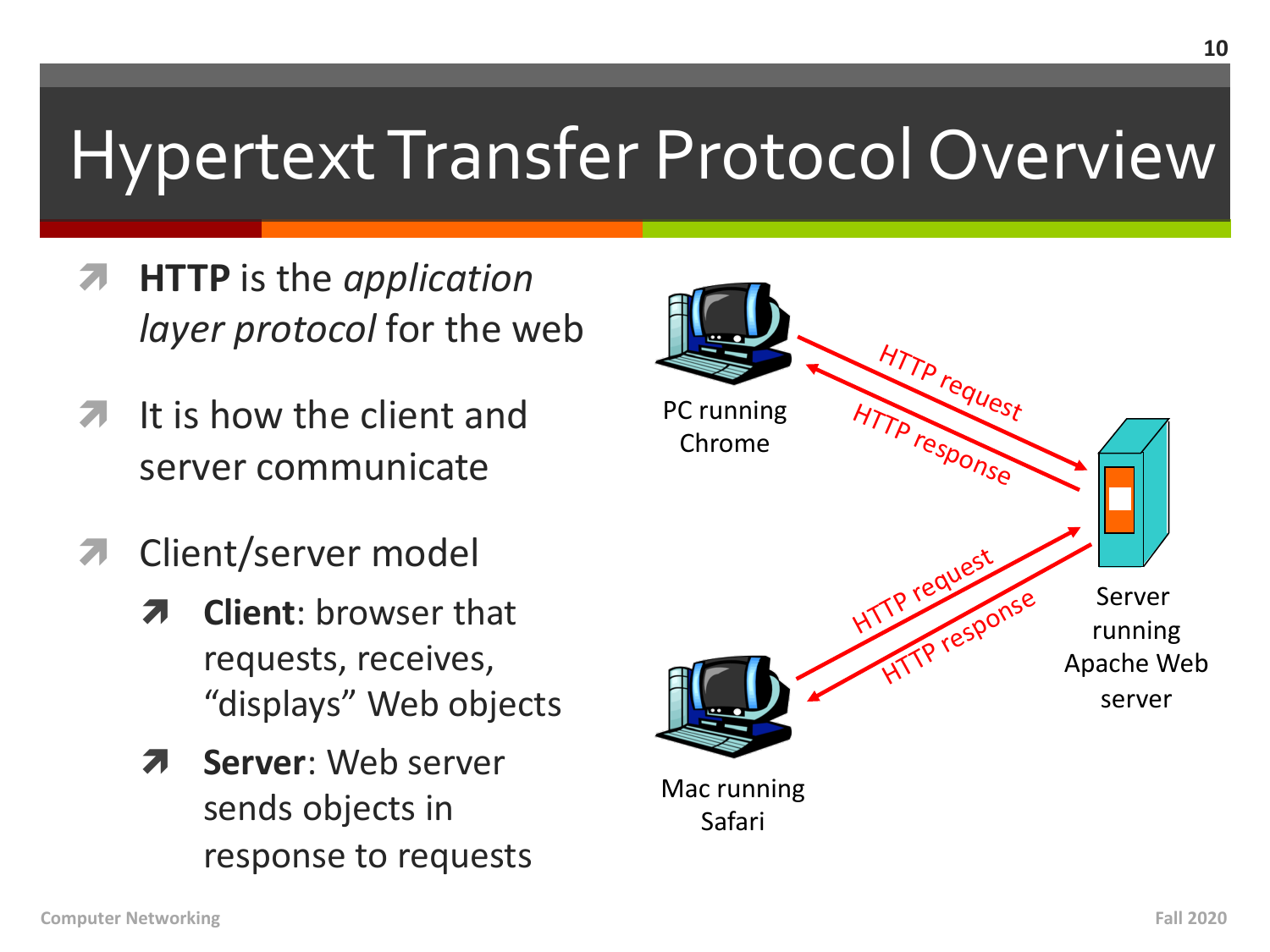# Hypertext Transfer Protocol Overview

- **HTTP** is the *application layer protocol* for the web
- It is how the client and server communicate
- Client/server model
  - **Client**: browser that requests, receives, "displays" Web objects
  - **Server**: Web server sends objects in response to requests

PC running Chrome

HTTP request

HTTP response

Server running Apache Web server

HTTP request

HTTP response

Mac running Safari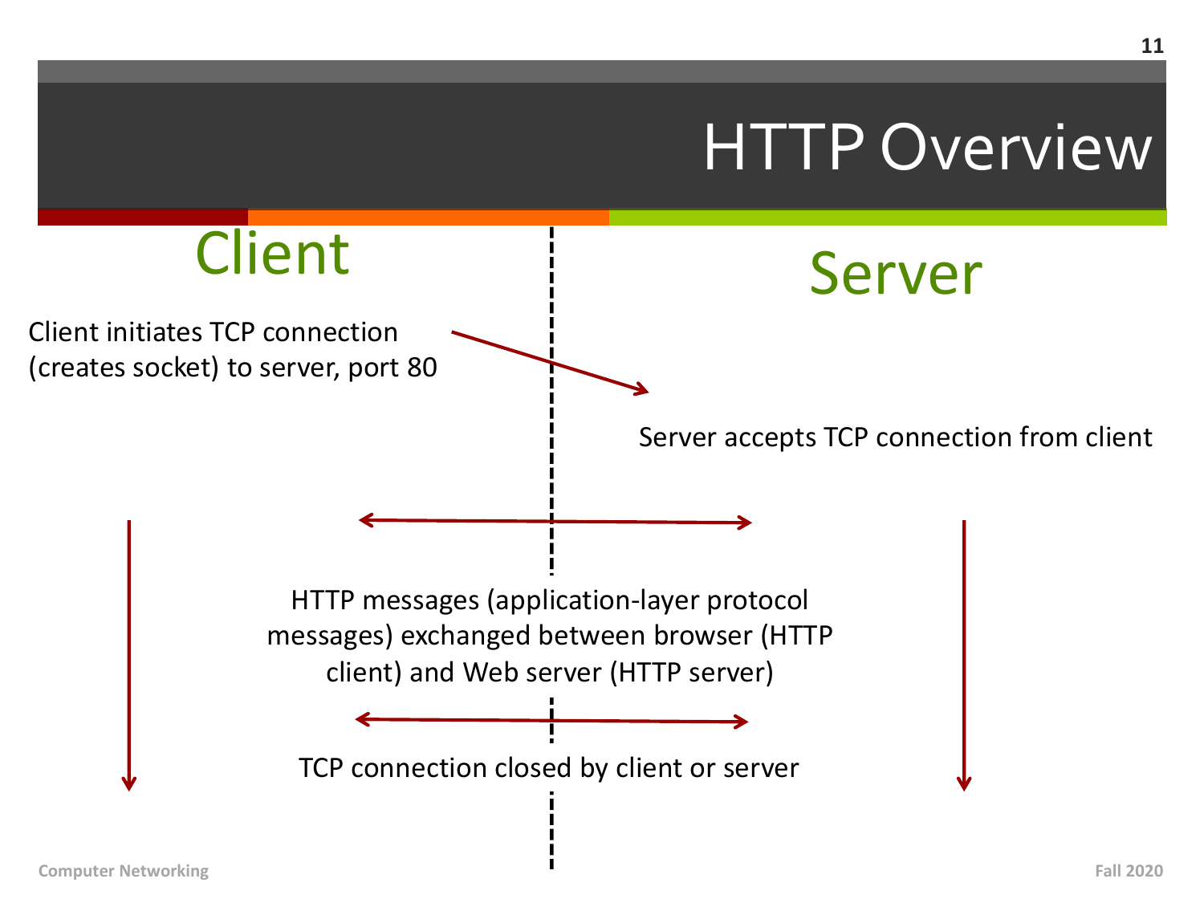# HTTP Overview

**Client**

**Server**

Client initiates TCP connection (creates socket) to server, port 80

Server accepts TCP connection from client

HTTP messages (application-layer protocol messages) exchanged between browser (HTTP client) and Web server (HTTP server)

TCP connection closed by client or server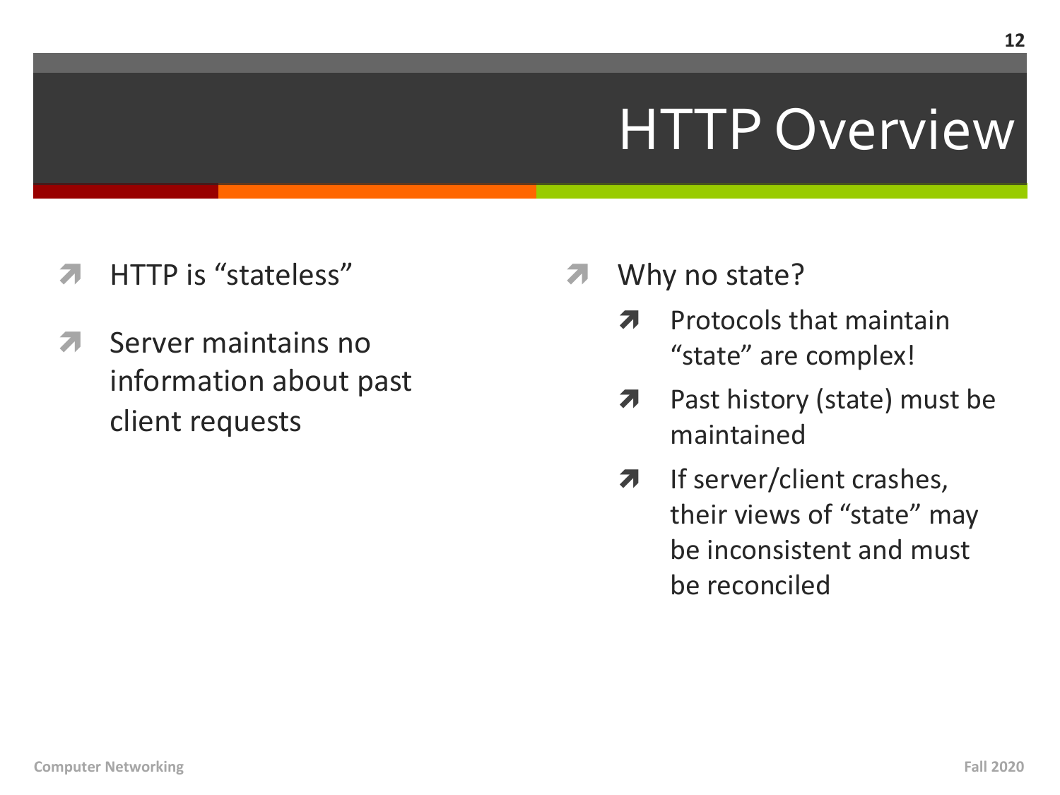# HTTP Overview

- HTTP is “stateless”
- Server maintains no information about past client requests

- Why no state?
  - Protocols that maintain “state” are complex!
  - Past history (state) must be maintained
  - If server/client crashes, their views of “state” may be inconsistent and must be reconciled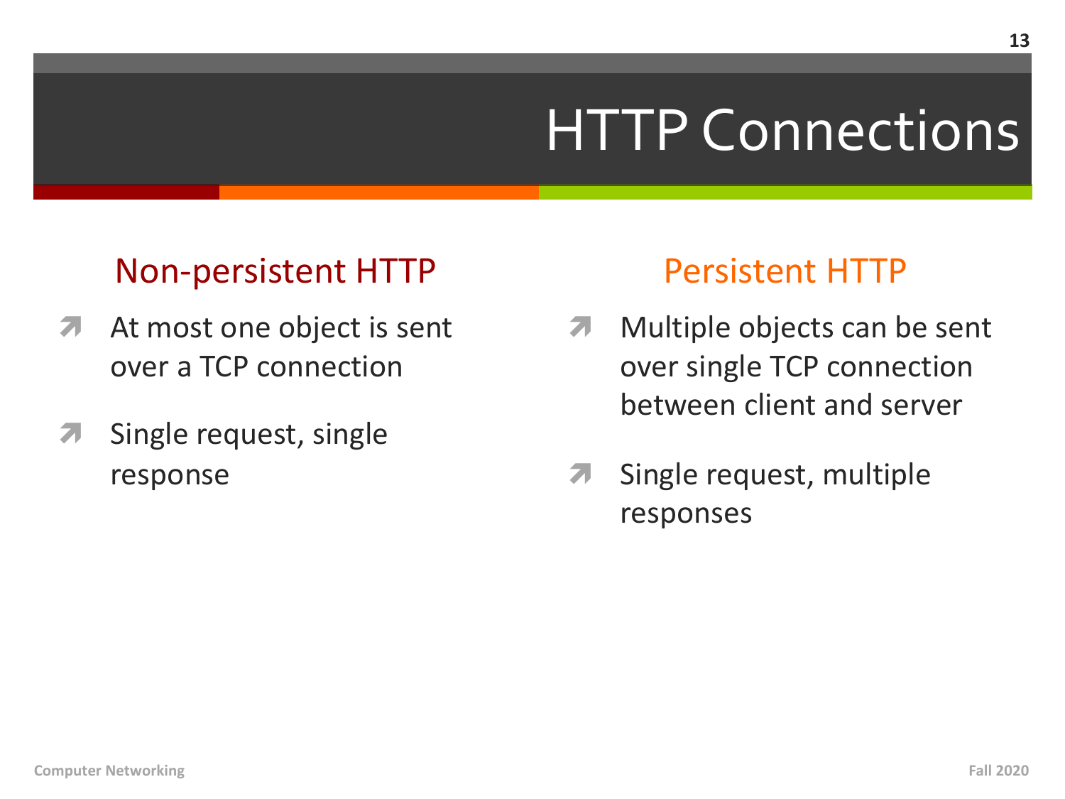# HTTP Connections

## Non-persistent HTTP

- At most one object is sent over a TCP connection
- Single request, single response

## Persistent HTTP

- Multiple objects can be sent over single TCP connection between client and server
- Single request, multiple responses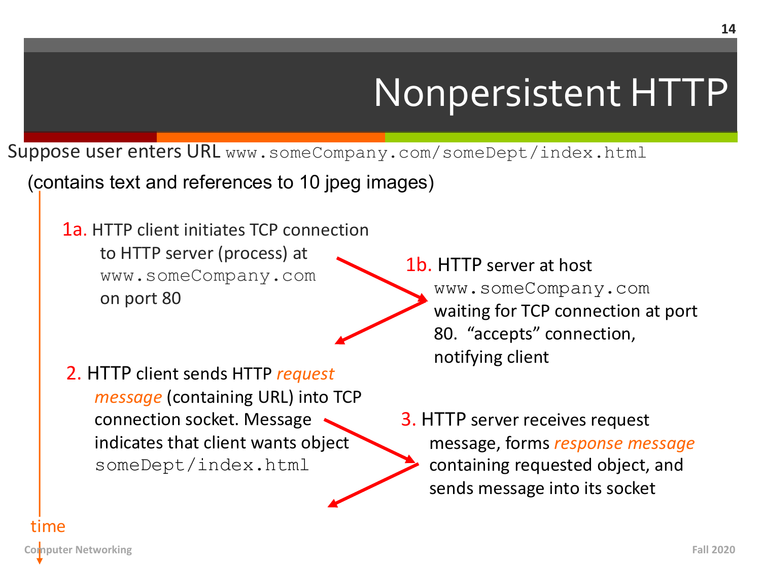# Nonpersistent HTTP

Suppose user enters URL `www.someCompany.com/someDept/index.html`

(contains text and references to 10 jpeg images)

1a. HTTP client initiates TCP connection to HTTP server (process) at `www.someCompany.com` on port 80

1b. HTTP server at host `www.someCompany.com` waiting for TCP connection at port 80. "accepts" connection, notifying client

2. HTTP client sends HTTP *request message* (containing URL) into TCP connection socket. Message indicates that client wants object `someDept/index.html`

3. HTTP server receives request message, forms *response message* containing requested object, and sends message into its socket

time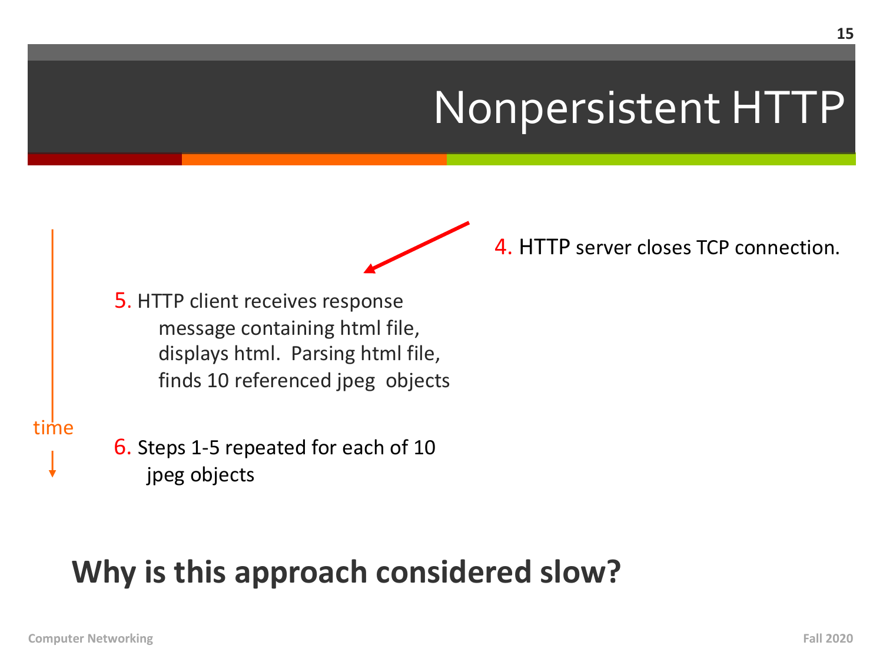# Nonpersistent HTTP

4. HTTP server closes TCP connection.

time

5. HTTP client receives response message containing html file, displays html. Parsing html file, finds 10 referenced jpeg objects

6. Steps 1-5 repeated for each of 10 jpeg objects

**Why is this approach considered slow?**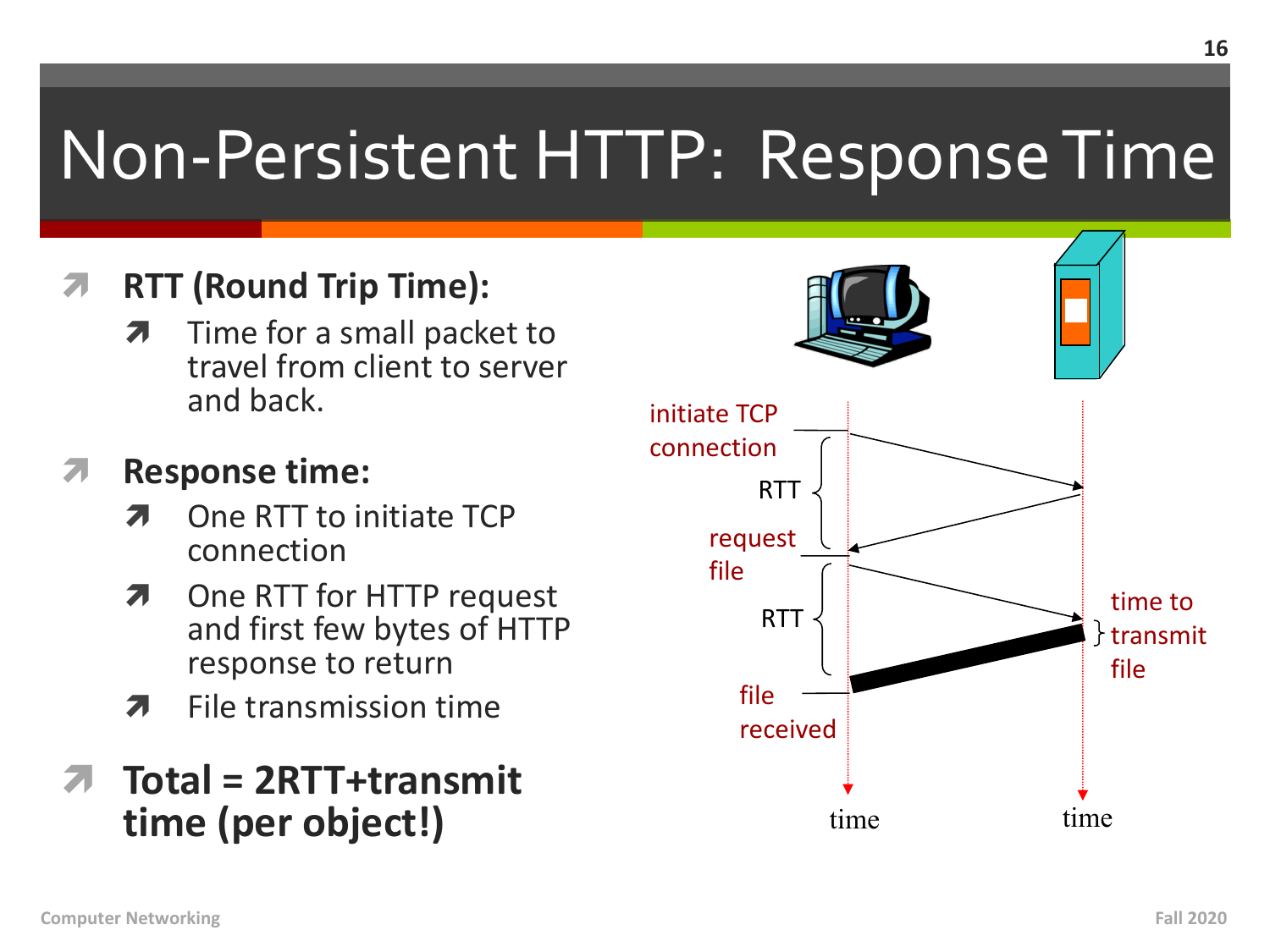# Non-Persistent HTTP: Response Time

- **RTT (Round Trip Time):**
  - Time for a small packet to travel from client to server and back.
- **Response time:**
  - One RTT to initiate TCP connection
  - One RTT for HTTP request and first few bytes of HTTP response to return
  - File transmission time
- **Total = 2RTT+transmit time (per object!)**

initiate TCP connection

RTT

request file

RTT

time to transmit file

file received

time

time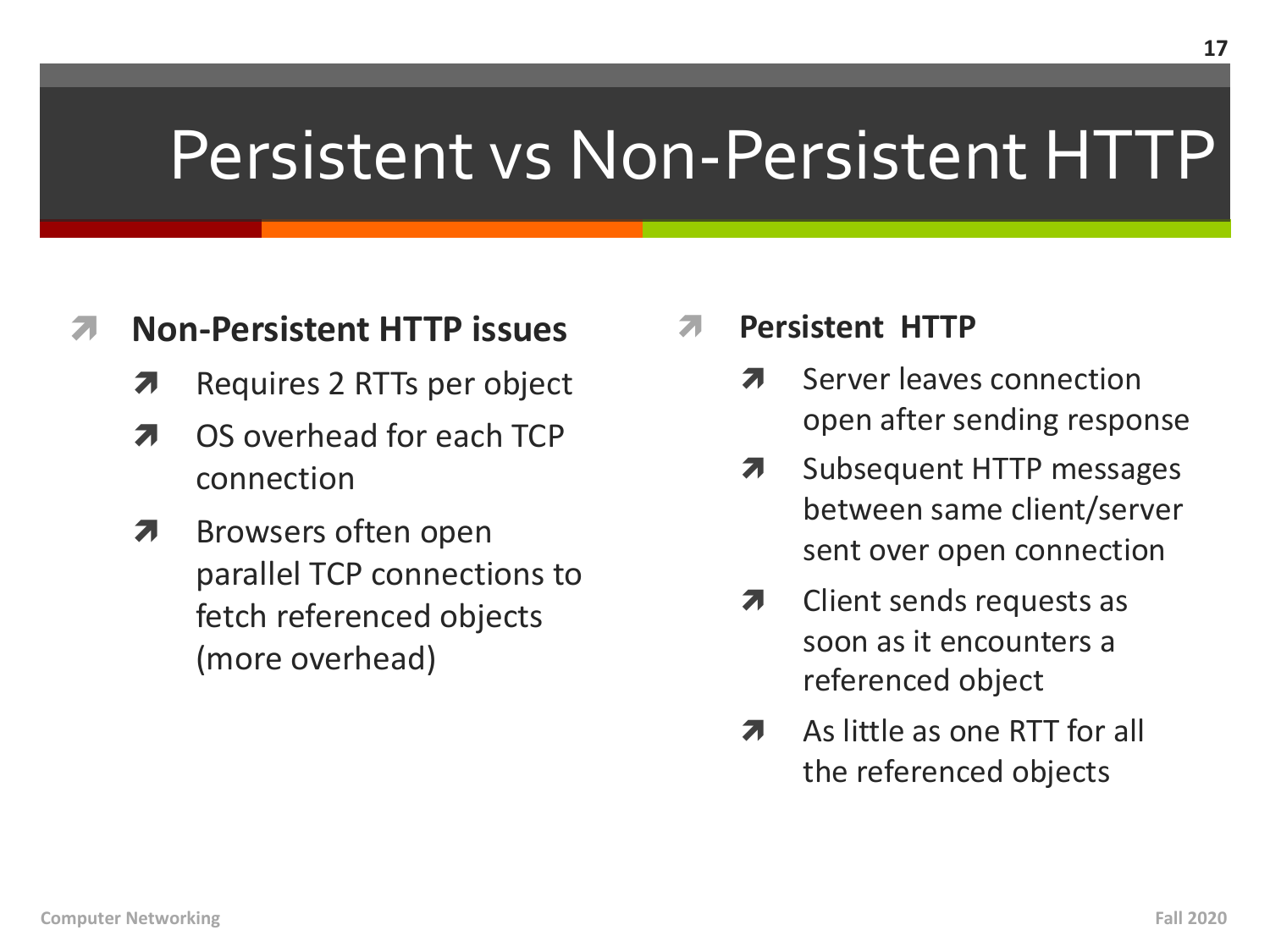# Persistent vs Non-Persistent HTTP

- **Non-Persistent HTTP issues**
  - Requires 2 RTTs per object
  - OS overhead for each TCP connection
  - Browsers often open parallel TCP connections to fetch referenced objects (more overhead)

- **Persistent HTTP**
  - Server leaves connection open after sending response
  - Subsequent HTTP messages between same client/server sent over open connection
  - Client sends requests as soon as it encounters a referenced object
  - As little as one RTT for all the referenced objects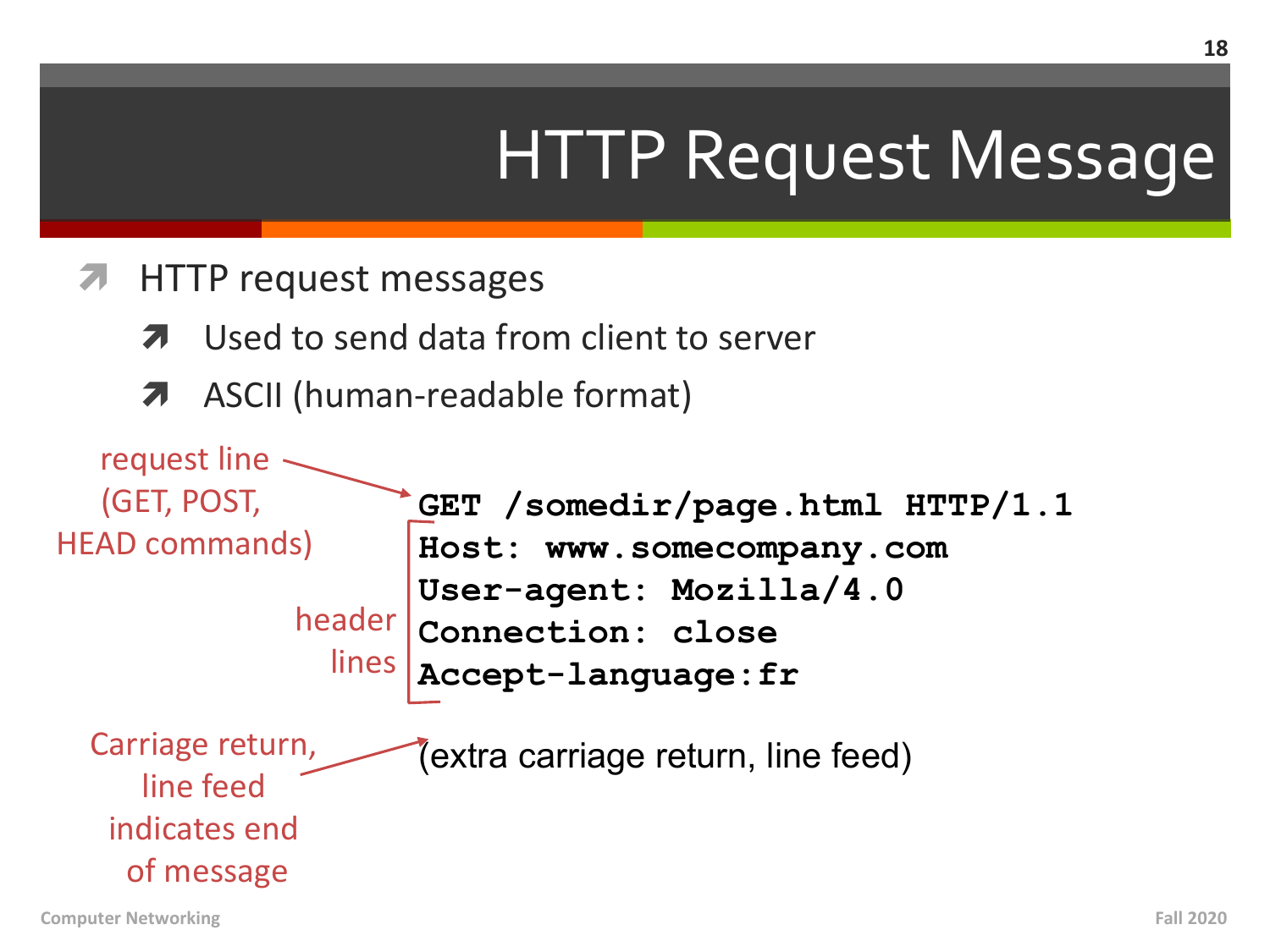# HTTP Request Message

- HTTP request messages
  - Used to send data from client to server
  - ASCII (human-readable format)

request line (GET, POST, HEAD commands)

```
GET /somedir/page.html HTTP/1.1
Host: www.somecompany.com
User-agent: Mozilla/4.0
Connection: close
Accept-language:fr
```

header lines

(extra carriage return, line feed)

Carriage return, line feed indicates end of message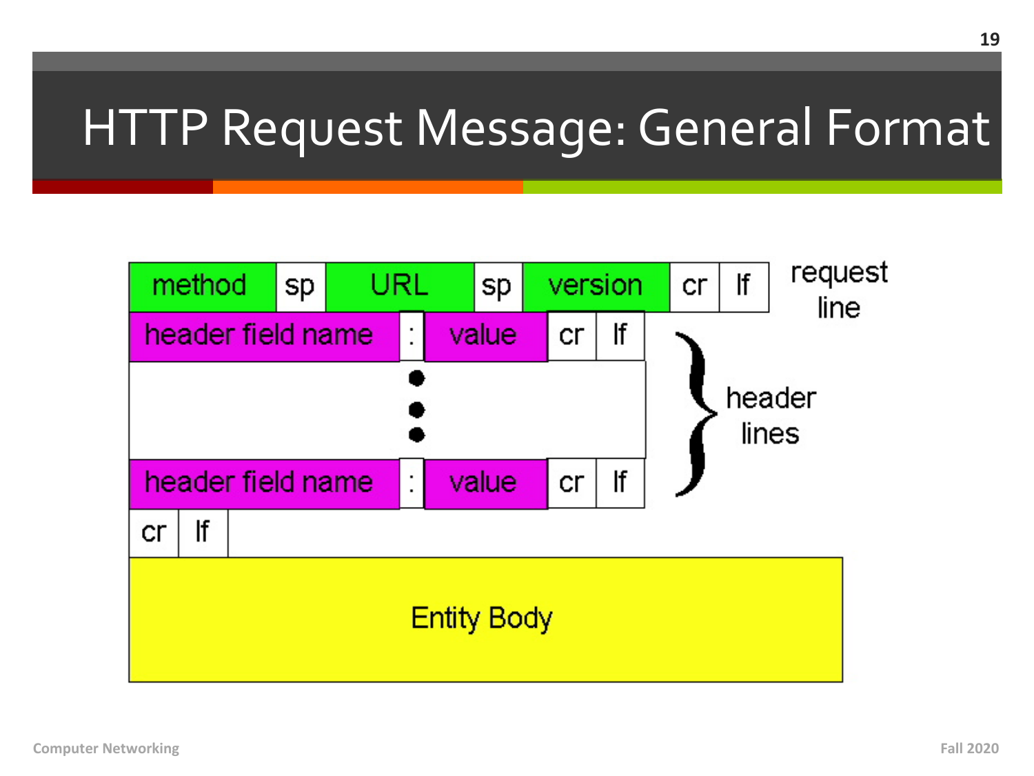# HTTP Request Message: General Format

| method | sp | URL | sp | version | cr | lf | request line |
|---|---|---|---|---|---|---|---|

| header field name | : | value | cr | lf | |
|---|---|---|---|---|---|
| | • • • | | | | header lines |
| header field name | : | value | cr | lf | |

| cr | lf |
|---|---|

| Entity Body |
|---|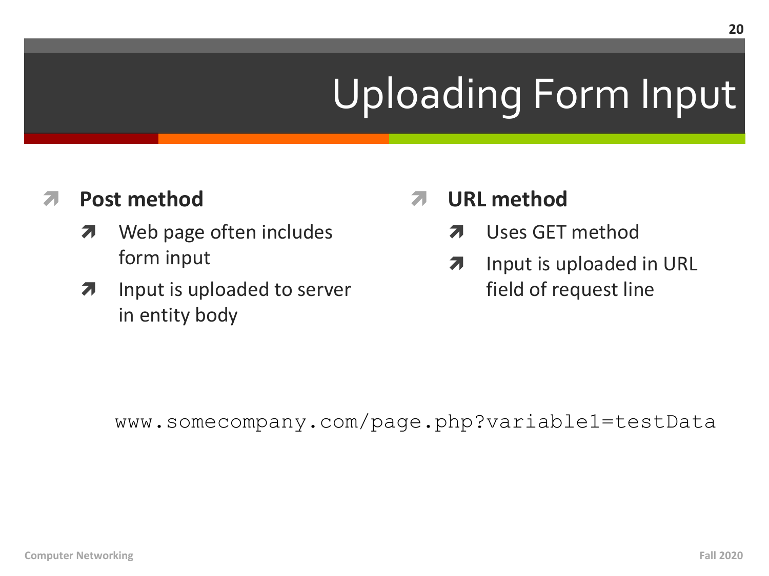# Uploading Form Input

- **Post method**
  - Web page often includes form input
  - Input is uploaded to server in entity body

- **URL method**
  - Uses GET method
  - Input is uploaded in URL field of request line

```
www.somecompany.com/page.php?variable1=testData
```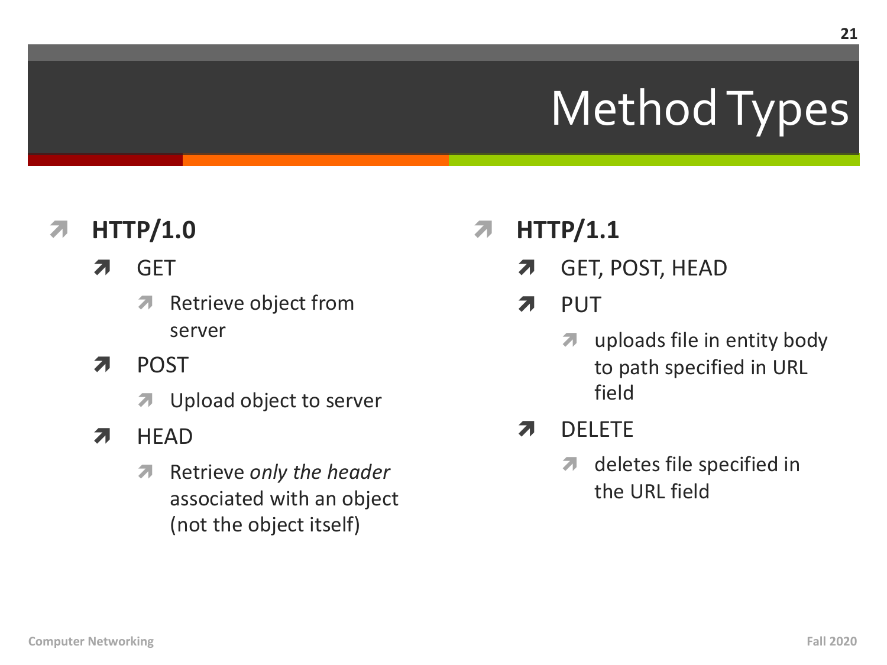# Method Types

- **HTTP/1.0**
  - GET
    - Retrieve object from server
  - POST
    - Upload object to server
  - HEAD
    - Retrieve *only the header* associated with an object (not the object itself)
- **HTTP/1.1**
  - GET, POST, HEAD
  - PUT
    - uploads file in entity body to path specified in URL field
  - DELETE
    - deletes file specified in the URL field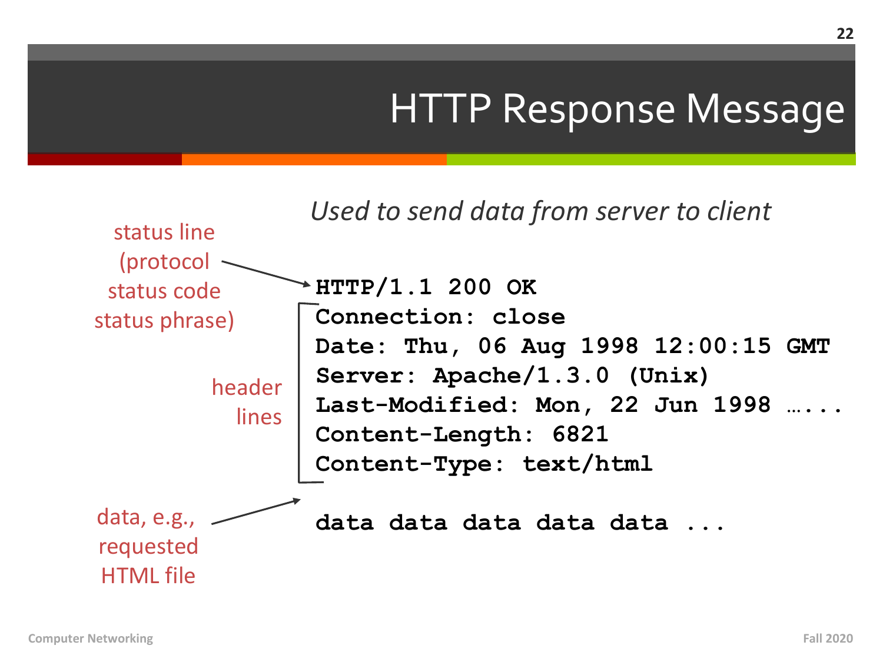# HTTP Response Message

*Used to send data from server to client*

status line (protocol status code status phrase)

header lines

data, e.g., requested HTML file

```
HTTP/1.1 200 OK
Connection: close
Date: Thu, 06 Aug 1998 12:00:15 GMT
Server: Apache/1.3.0 (Unix)
Last-Modified: Mon, 22 Jun 1998 …...
Content-Length: 6821
Content-Type: text/html

data data data data data ...
```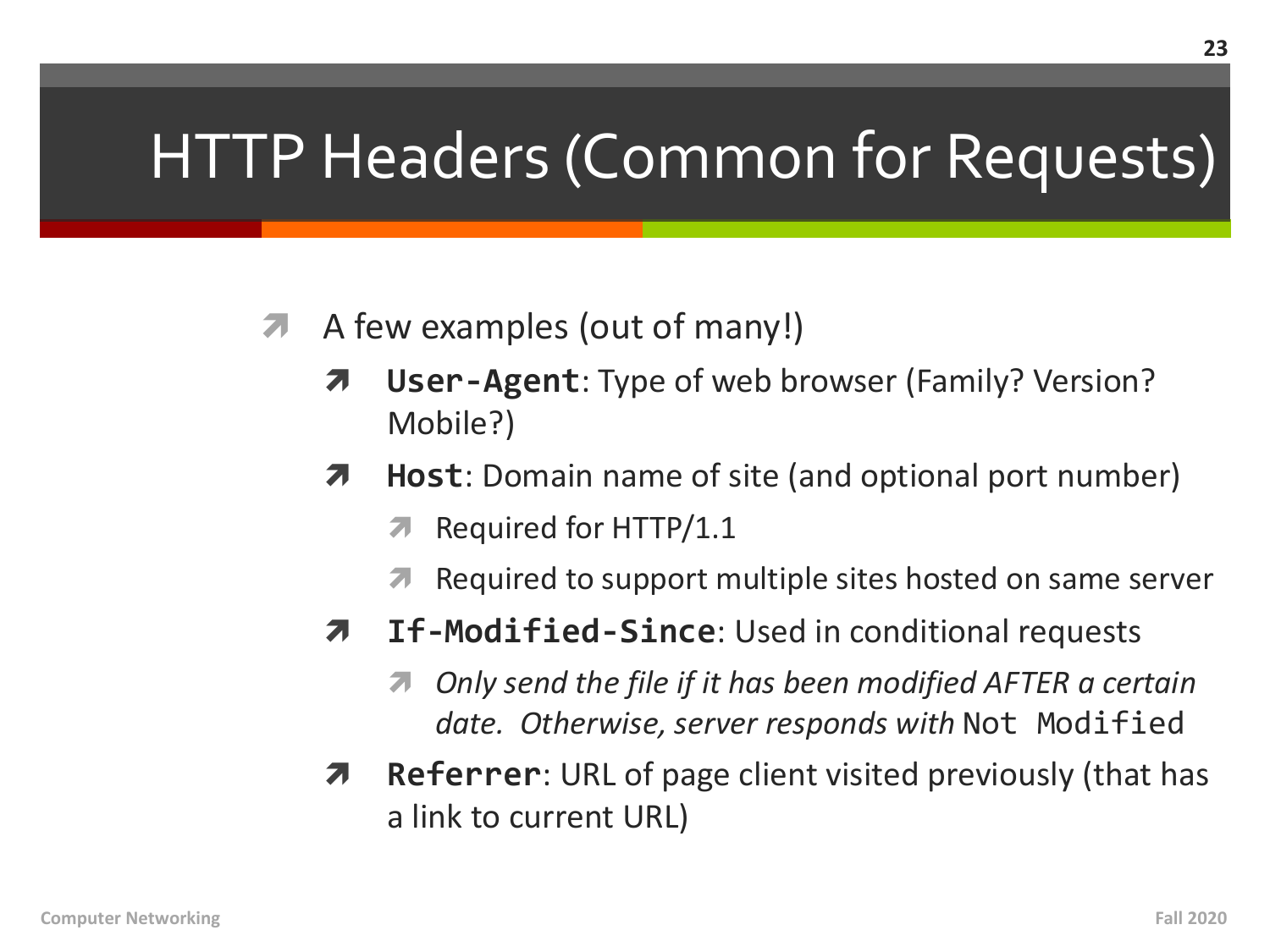# HTTP Headers (Common for Requests)

- A few examples (out of many!)
  - **`User-Agent`**: Type of web browser (Family? Version? Mobile?)
  - **`Host`**: Domain name of site (and optional port number)
    - Required for HTTP/1.1
    - Required to support multiple sites hosted on same server
  - **`If-Modified-Since`**: Used in conditional requests
    - *Only send the file if it has been modified AFTER a certain date. Otherwise, server responds with* `Not Modified`
  - **`Referrer`**: URL of page client visited previously (that has a link to current URL)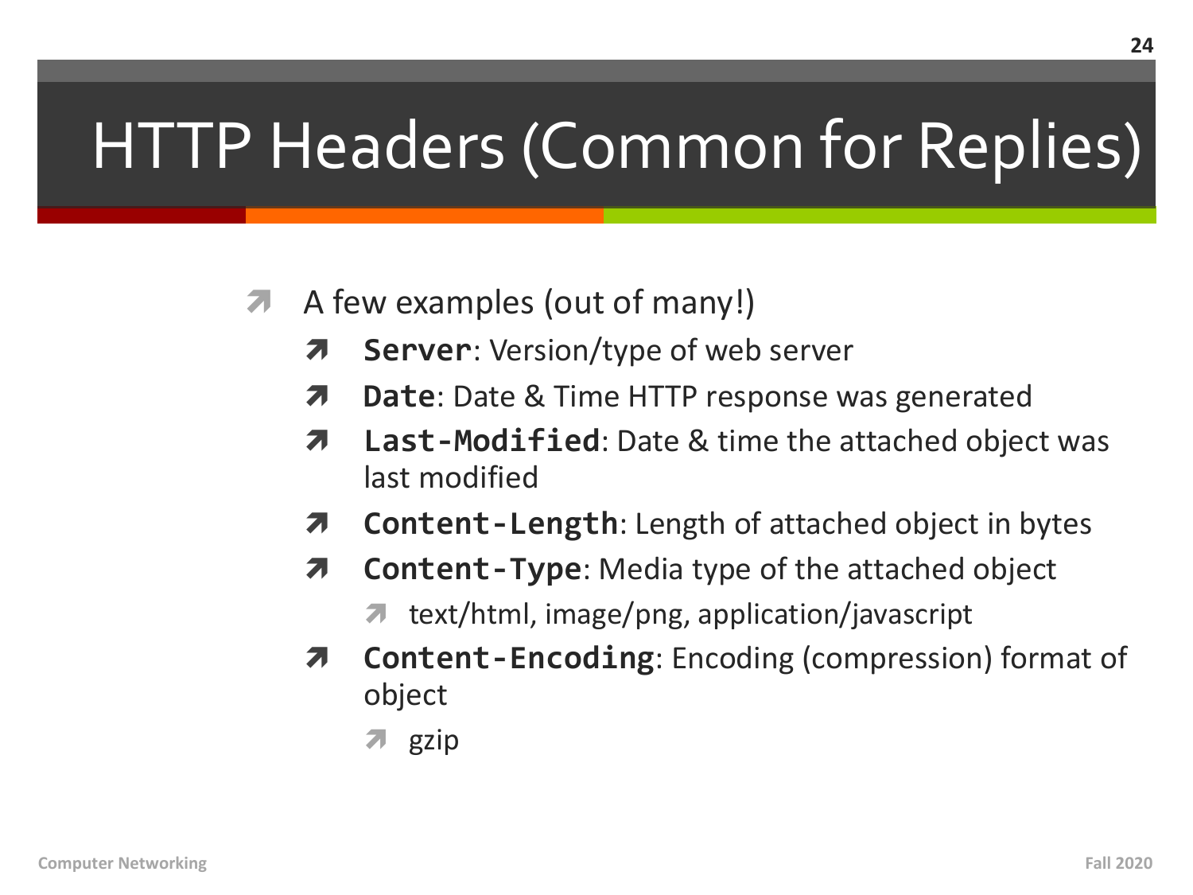# HTTP Headers (Common for Replies)

- A few examples (out of many!)
  - **`Server`**: Version/type of web server
  - **`Date`**: Date & Time HTTP response was generated
  - **`Last-Modified`**: Date & time the attached object was last modified
  - **`Content-Length`**: Length of attached object in bytes
  - **`Content-Type`**: Media type of the attached object
    - text/html, image/png, application/javascript
  - **`Content-Encoding`**: Encoding (compression) format of object
    - gzip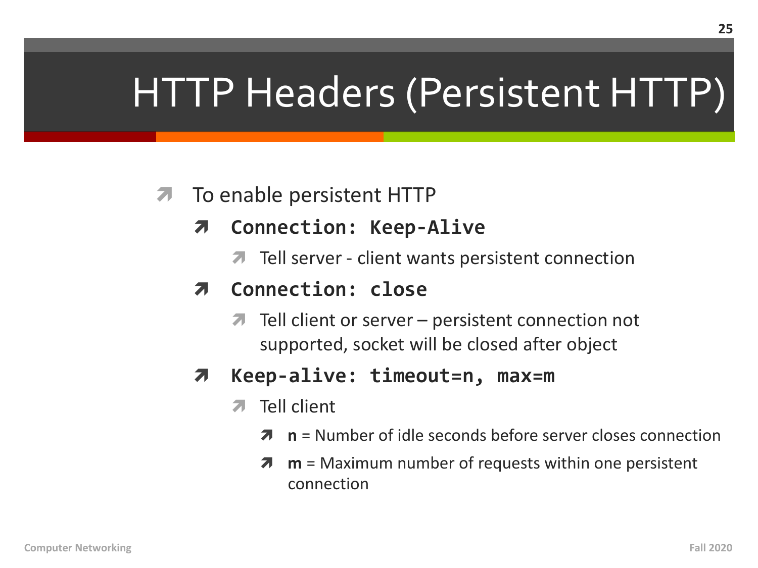# HTTP Headers (Persistent HTTP)

- To enable persistent HTTP
  - **`Connection: Keep-Alive`**
    - Tell server - client wants persistent connection
  - **`Connection: close`**
    - Tell client or server – persistent connection not supported, socket will be closed after object
  - **`Keep-alive: timeout=n, max=m`**
    - Tell client
      - **n** = Number of idle seconds before server closes connection
      - **m** = Maximum number of requests within one persistent connection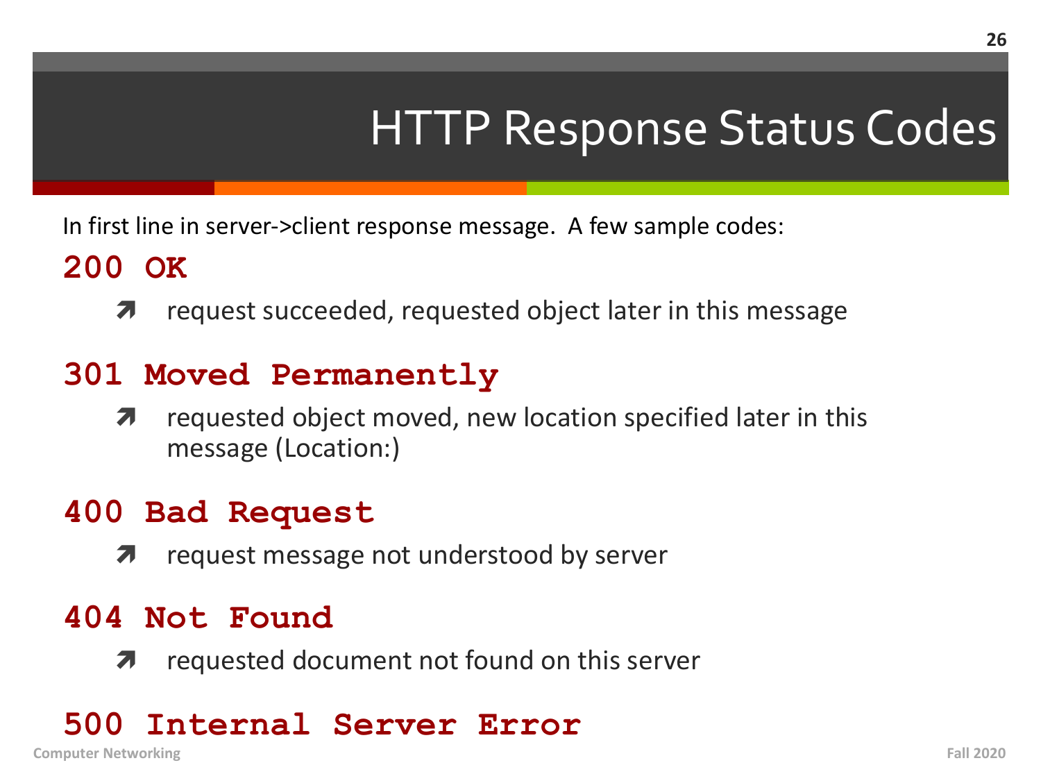# HTTP Response Status Codes

In first line in server->client response message. A few sample codes:

**`200 OK`**

- request succeeded, requested object later in this message

**`301 Moved Permanently`**

- requested object moved, new location specified later in this message (Location:)

**`400 Bad Request`**

- request message not understood by server

**`404 Not Found`**

- requested document not found on this server

**`500 Internal Server Error`**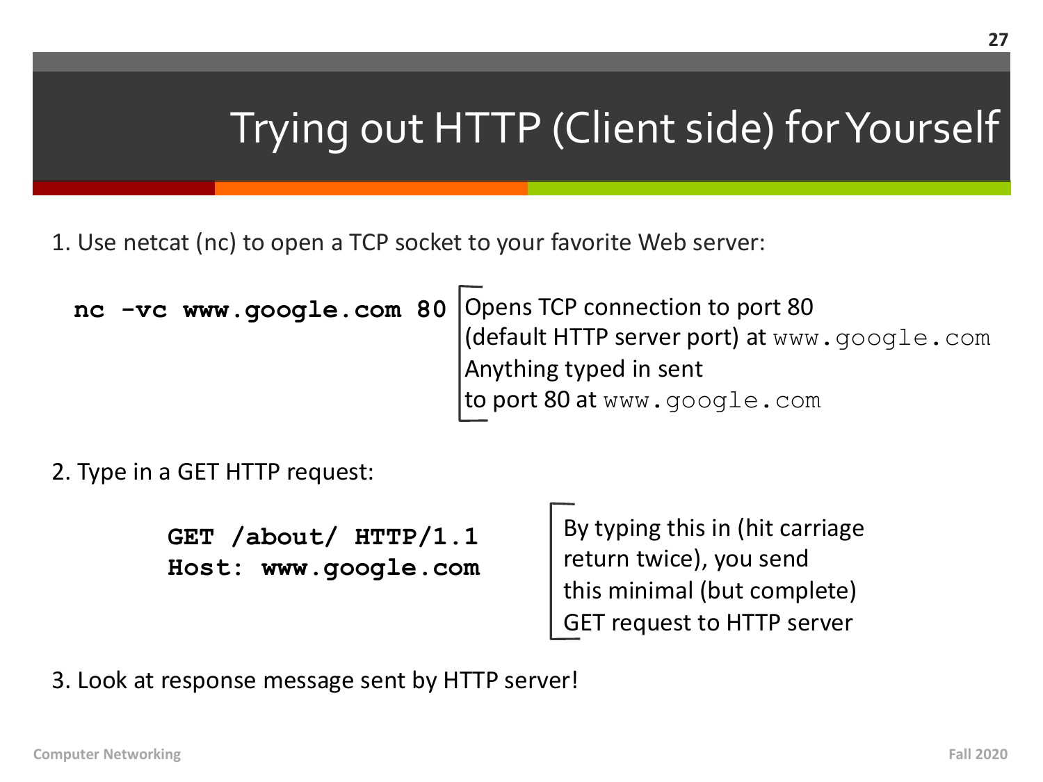# Trying out HTTP (Client side) for Yourself

1. Use netcat (nc) to open a TCP socket to your favorite Web server:

```
nc -vc www.google.com 80
```

Opens TCP connection to port 80 (default HTTP server port) at `www.google.com`
Anything typed in sent to port 80 at `www.google.com`

2. Type in a GET HTTP request:

```
GET /about/ HTTP/1.1
Host: www.google.com
```

By typing this in (hit carriage return twice), you send this minimal (but complete) GET request to HTTP server

3. Look at response message sent by HTTP server!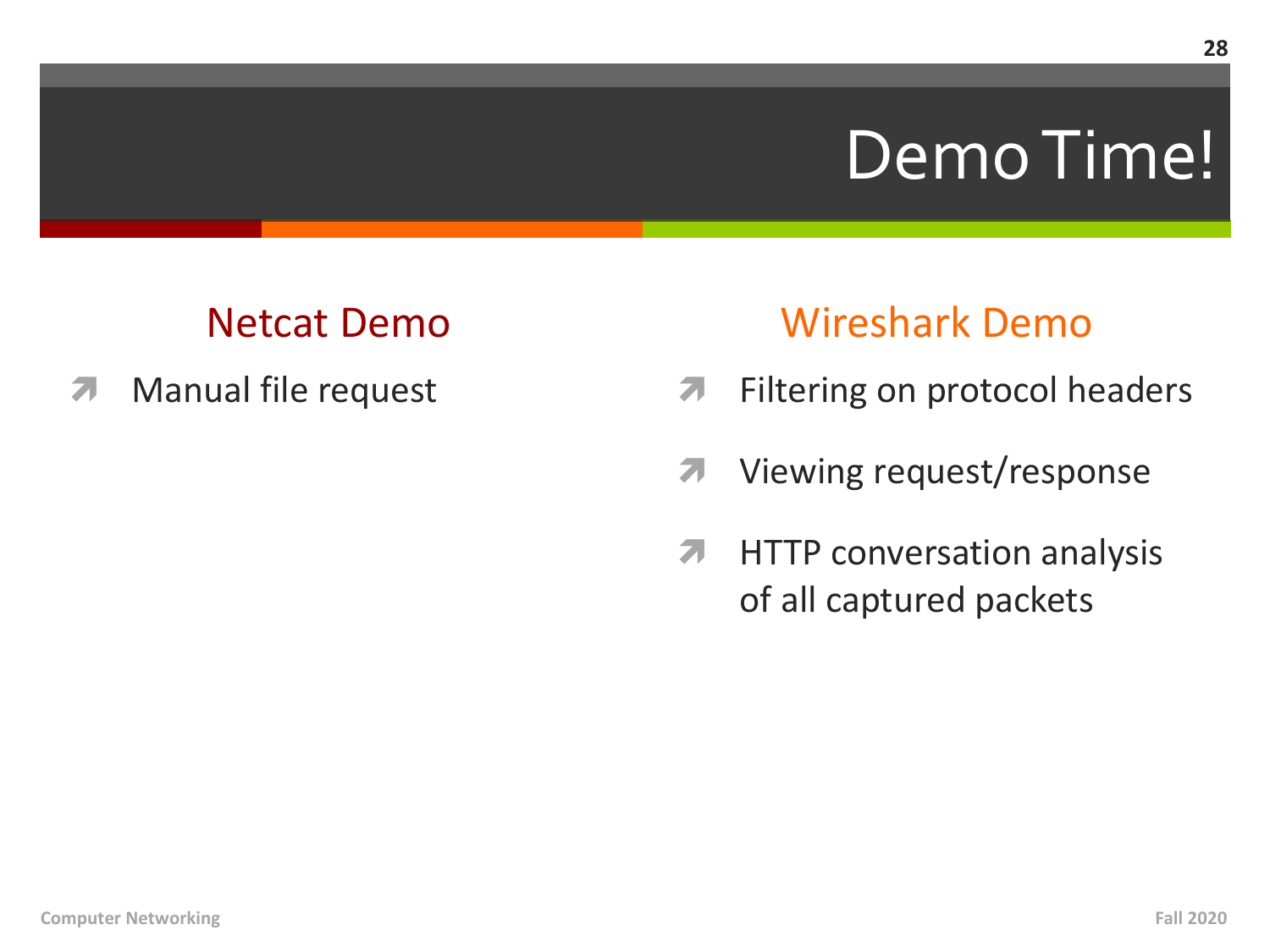# Demo Time!

## Netcat Demo

- Manual file request

## Wireshark Demo

- Filtering on protocol headers
- Viewing request/response
- HTTP conversation analysis of all captured packets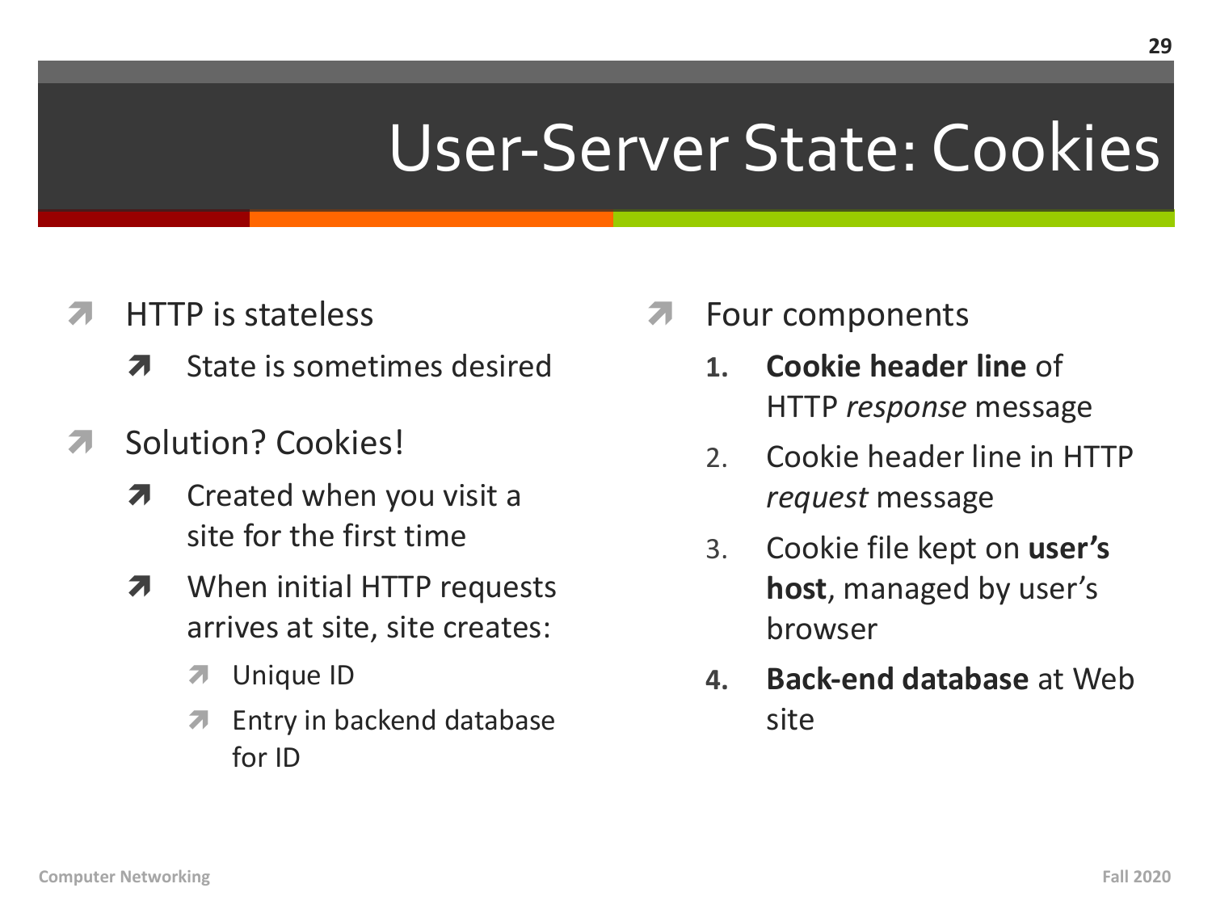# User-Server State: Cookies

- HTTP is stateless
  - State is sometimes desired
- Solution? Cookies!
  - Created when you visit a site for the first time
  - When initial HTTP requests arrives at site, site creates:
    - Unique ID
    - Entry in backend database for ID

- Four components
  1. **Cookie header line** of HTTP *response* message
  2. Cookie header line in HTTP *request* message
  3. Cookie file kept on **user's host**, managed by user's browser
  4. **Back-end database** at Web site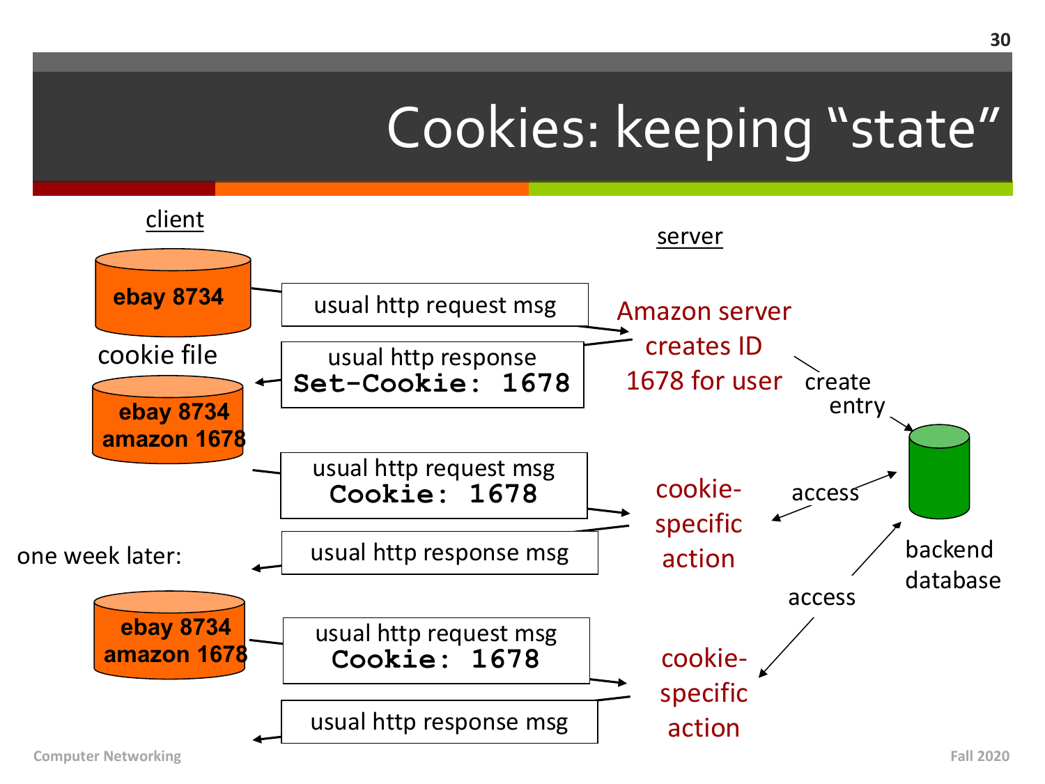# Cookies: keeping "state"

client

server

ebay 8734

usual http request msg

Amazon server creates ID 1678 for user

cookie file

usual http response
**Set-Cookie: 1678**

create entry

ebay 8734
amazon 1678

usual http request msg
**Cookie: 1678**

cookie-specific action

access

backend database

usual http response msg

one week later:

access

ebay 8734
amazon 1678

usual http request msg
**Cookie: 1678**

cookie-specific action

usual http response msg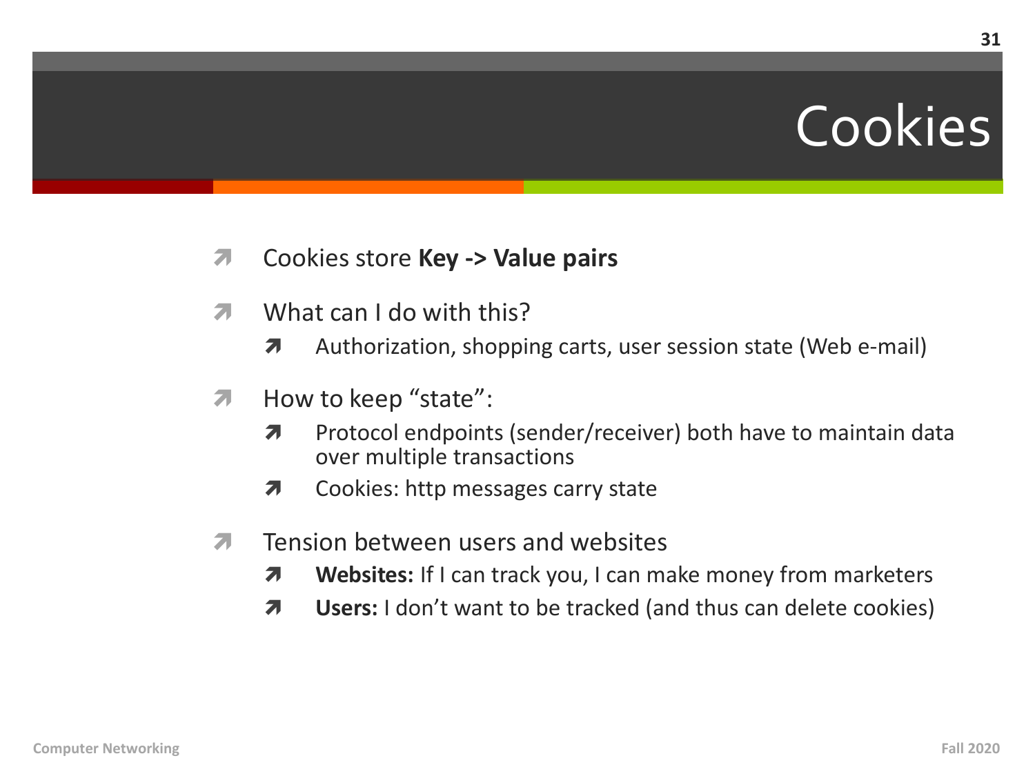# Cookies

- Cookies store **Key -> Value pairs**
- What can I do with this?
  - Authorization, shopping carts, user session state (Web e-mail)
- How to keep "state":
  - Protocol endpoints (sender/receiver) both have to maintain data over multiple transactions
  - Cookies: http messages carry state
- Tension between users and websites
  - **Websites:** If I can track you, I can make money from marketers
  - **Users:** I don't want to be tracked (and thus can delete cookies)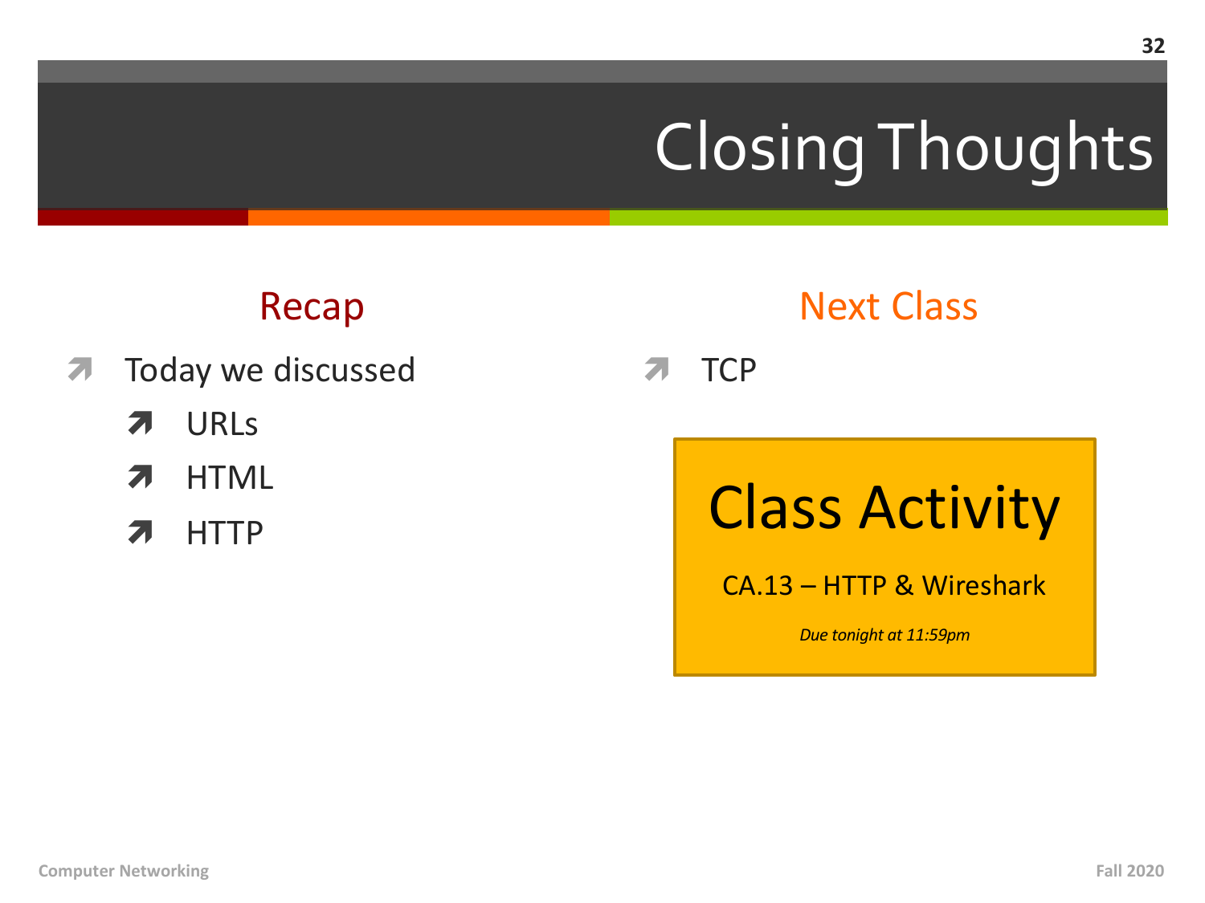# Closing Thoughts

## Recap

- Today we discussed
  - URLs
  - HTML
  - HTTP

## Next Class

- TCP

**Class Activity**

CA.13 – HTTP & Wireshark

*Due tonight at 11:59pm*